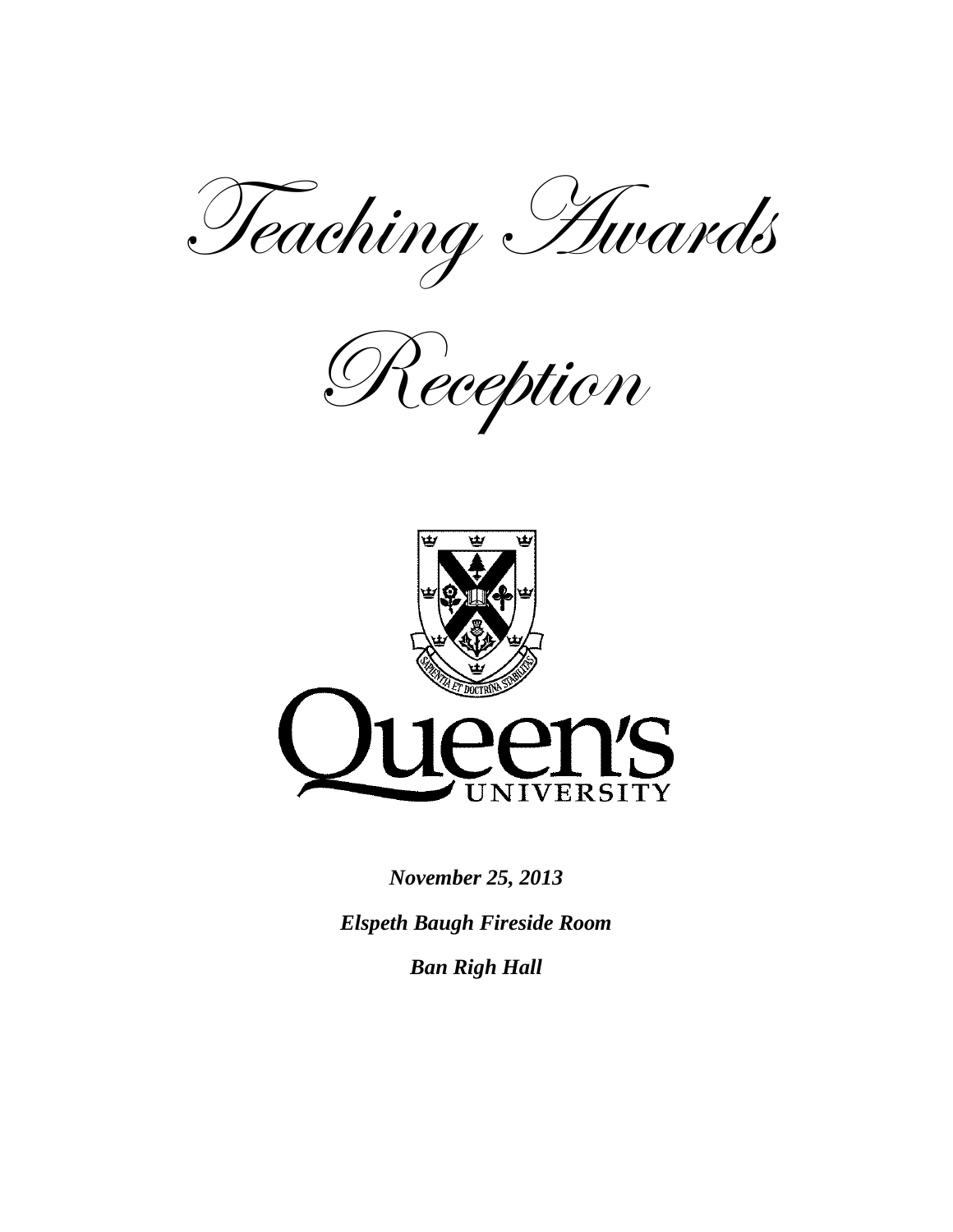# Teaching Awards

# Reception

*Queen's University*

***November 25, 2013***

***Elspeth Baugh Fireside Room***

***Ban Righ Hall***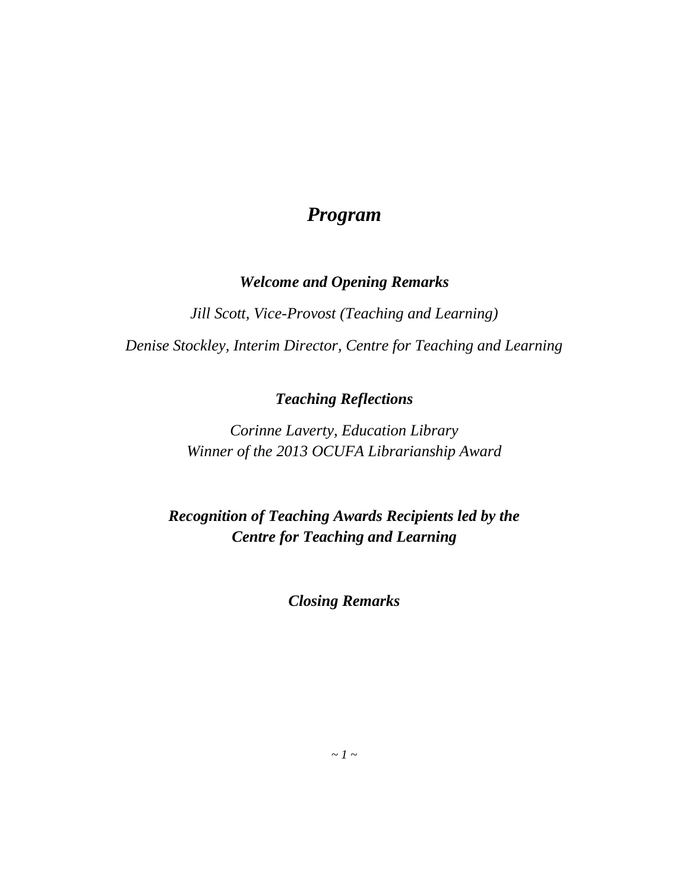# *Program*

## *Welcome and Opening Remarks*

*Jill Scott, Vice-Provost (Teaching and Learning)*

*Denise Stockley, Interim Director, Centre for Teaching and Learning*

## *Teaching Reflections*

*Corinne Laverty, Education Library*
*Winner of the 2013 OCUFA Librarianship Award*

## *Recognition of Teaching Awards Recipients led by the Centre for Teaching and Learning*

## *Closing Remarks*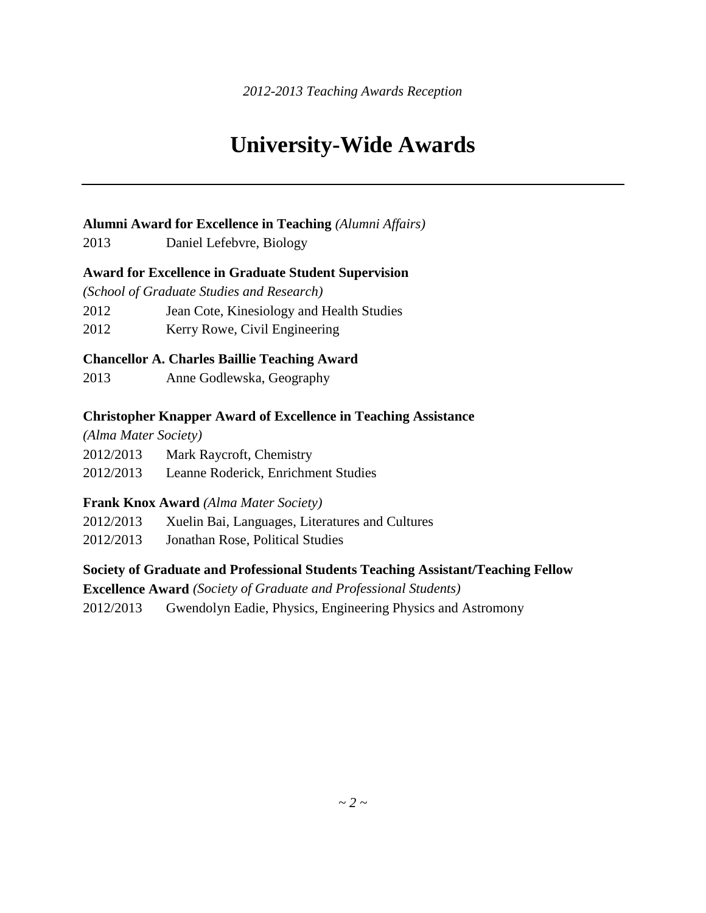# University-Wide Awards

---

**Alumni Award for Excellence in Teaching** *(Alumni Affairs)*

2013 Daniel Lefebvre, Biology

**Award for Excellence in Graduate Student Supervision**

*(School of Graduate Studies and Research)*

2012 Jean Cote, Kinesiology and Health Studies

2012 Kerry Rowe, Civil Engineering

**Chancellor A. Charles Baillie Teaching Award**

2013 Anne Godlewska, Geography

**Christopher Knapper Award of Excellence in Teaching Assistance**

*(Alma Mater Society)*

2012/2013 Mark Raycroft, Chemistry

2012/2013 Leanne Roderick, Enrichment Studies

**Frank Knox Award** *(Alma Mater Society)*

2012/2013 Xuelin Bai, Languages, Literatures and Cultures

2012/2013 Jonathan Rose, Political Studies

**Society of Graduate and Professional Students Teaching Assistant/Teaching Fellow Excellence Award** *(Society of Graduate and Professional Students)*

2012/2013 Gwendolyn Eadie, Physics, Engineering Physics and Astromony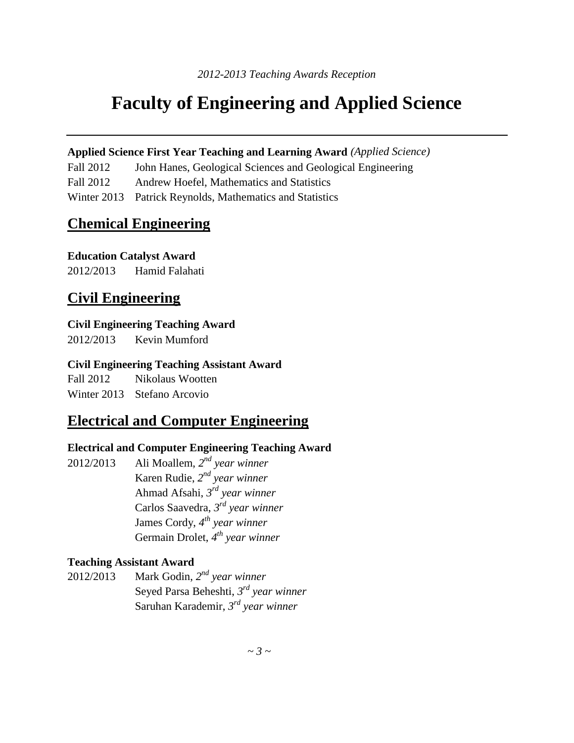*2012-2013 Teaching Awards Reception*

# Faculty of Engineering and Applied Science

---

**Applied Science First Year Teaching and Learning Award** *(Applied Science)*

Fall 2012 John Hanes, Geological Sciences and Geological Engineering
Fall 2012 Andrew Hoefel, Mathematics and Statistics
Winter 2013 Patrick Reynolds, Mathematics and Statistics

## Chemical Engineering

**Education Catalyst Award**

2012/2013 Hamid Falahati

## Civil Engineering

**Civil Engineering Teaching Award**

2012/2013 Kevin Mumford

**Civil Engineering Teaching Assistant Award**

Fall 2012 Nikolaus Wootten
Winter 2013 Stefano Arcovio

## Electrical and Computer Engineering

**Electrical and Computer Engineering Teaching Award**

2012/2013 Ali Moallem, *2nd year winner*
Karen Rudie, *2nd year winner*
Ahmad Afsahi, *3rd year winner*
Carlos Saavedra, *3rd year winner*
James Cordy, *4th year winner*
Germain Drolet, *4th year winner*

**Teaching Assistant Award**

2012/2013 Mark Godin, *2nd year winner*
Seyed Parsa Beheshti, *3rd year winner*
Saruhan Karademir, *3rd year winner*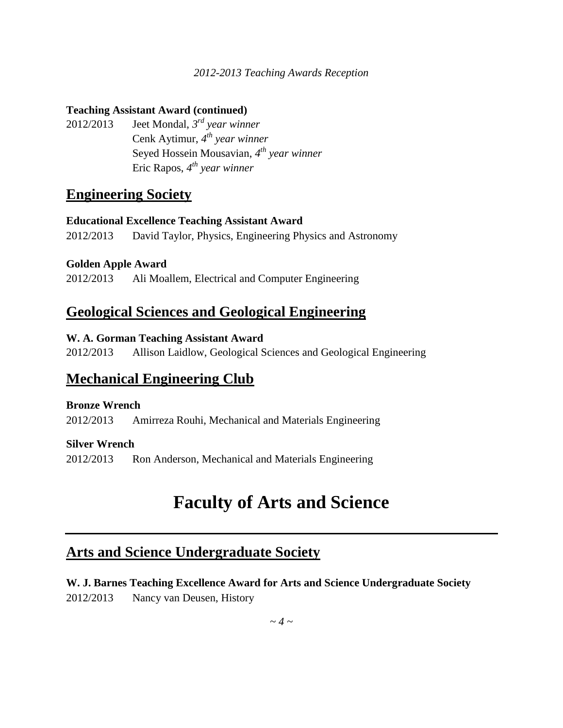**Teaching Assistant Award (continued)**

2012/2013 Jeet Mondal, *3rd year winner*
Cenk Aytimur, *4th year winner*
Seyed Hossein Mousavian, *4th year winner*
Eric Rapos, *4th year winner*

## Engineering Society

**Educational Excellence Teaching Assistant Award**

2012/2013 David Taylor, Physics, Engineering Physics and Astronomy

**Golden Apple Award**

2012/2013 Ali Moallem, Electrical and Computer Engineering

## Geological Sciences and Geological Engineering

**W. A. Gorman Teaching Assistant Award**

2012/2013 Allison Laidlow, Geological Sciences and Geological Engineering

## Mechanical Engineering Club

**Bronze Wrench**

2012/2013 Amirreza Rouhi, Mechanical and Materials Engineering

**Silver Wrench**

2012/2013 Ron Anderson, Mechanical and Materials Engineering

# Faculty of Arts and Science

## Arts and Science Undergraduate Society

**W. J. Barnes Teaching Excellence Award for Arts and Science Undergraduate Society**

2012/2013 Nancy van Deusen, History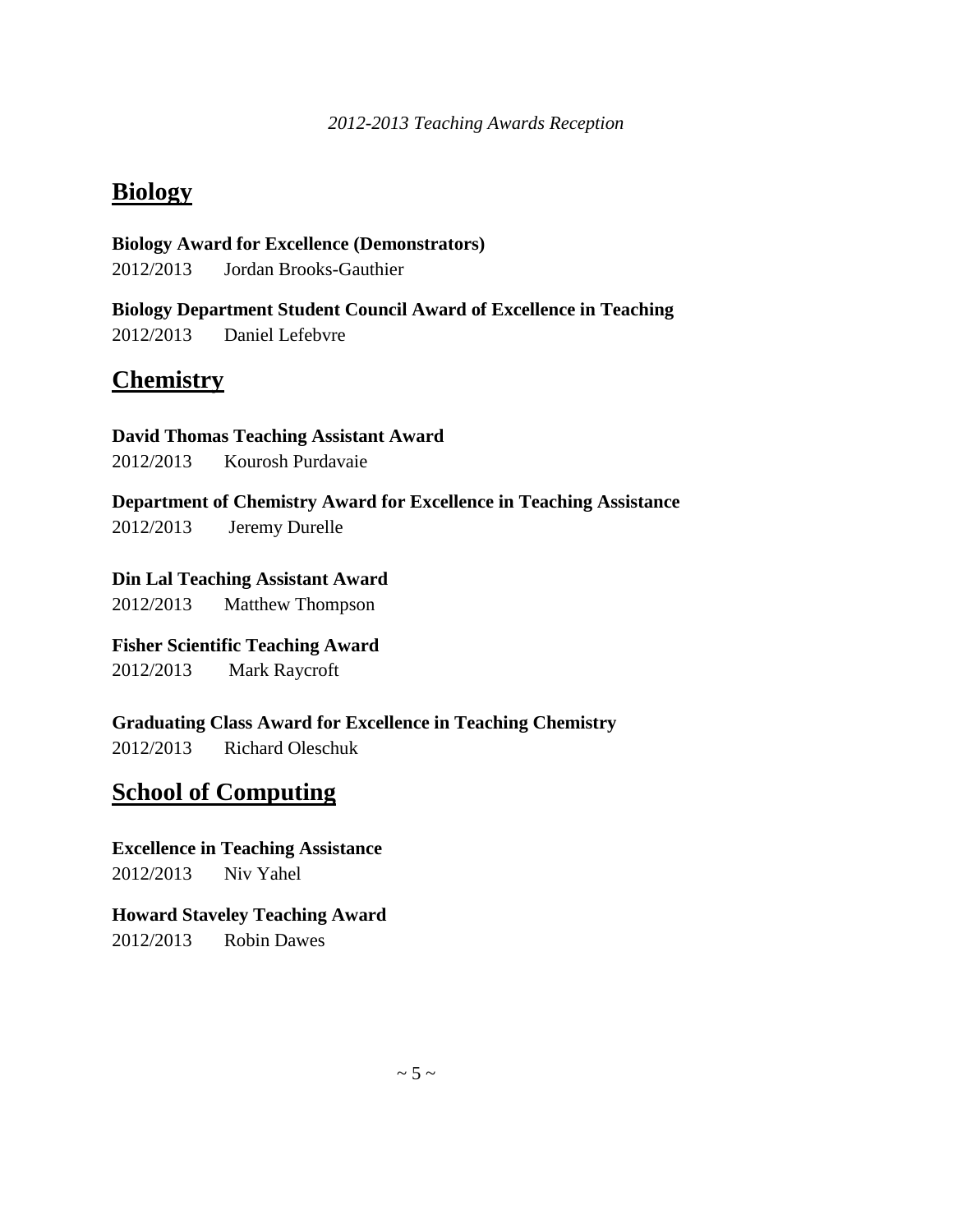## Biology

**Biology Award for Excellence (Demonstrators)**

2012/2013 Jordan Brooks-Gauthier

**Biology Department Student Council Award of Excellence in Teaching**

2012/2013 Daniel Lefebvre

## Chemistry

**David Thomas Teaching Assistant Award**

2012/2013 Kourosh Purdavaie

**Department of Chemistry Award for Excellence in Teaching Assistance**

2012/2013 Jeremy Durelle

**Din Lal Teaching Assistant Award**

2012/2013 Matthew Thompson

**Fisher Scientific Teaching Award**

2012/2013 Mark Raycroft

**Graduating Class Award for Excellence in Teaching Chemistry**

2012/2013 Richard Oleschuk

## School of Computing

**Excellence in Teaching Assistance**

2012/2013 Niv Yahel

**Howard Staveley Teaching Award**

2012/2013 Robin Dawes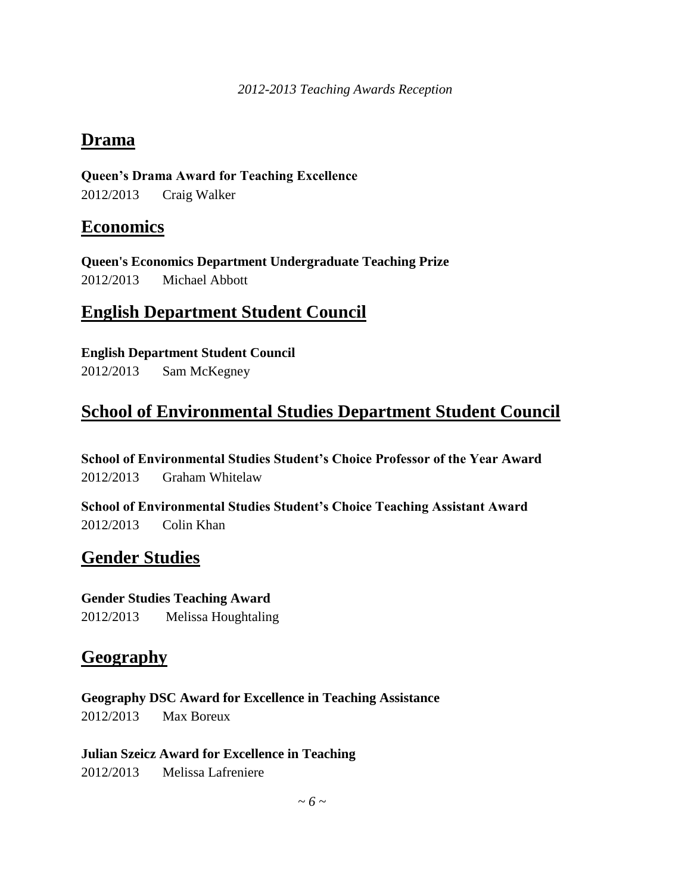## Drama

**Queen's Drama Award for Teaching Excellence**

2012/2013 Craig Walker

## Economics

**Queen's Economics Department Undergraduate Teaching Prize**

2012/2013 Michael Abbott

## English Department Student Council

**English Department Student Council**

2012/2013 Sam McKegney

## School of Environmental Studies Department Student Council

**School of Environmental Studies Student's Choice Professor of the Year Award**

2012/2013 Graham Whitelaw

**School of Environmental Studies Student's Choice Teaching Assistant Award**

2012/2013 Colin Khan

## Gender Studies

**Gender Studies Teaching Award**

2012/2013 Melissa Houghtaling

## Geography

**Geography DSC Award for Excellence in Teaching Assistance**

2012/2013 Max Boreux

**Julian Szeicz Award for Excellence in Teaching**

2012/2013 Melissa Lafreniere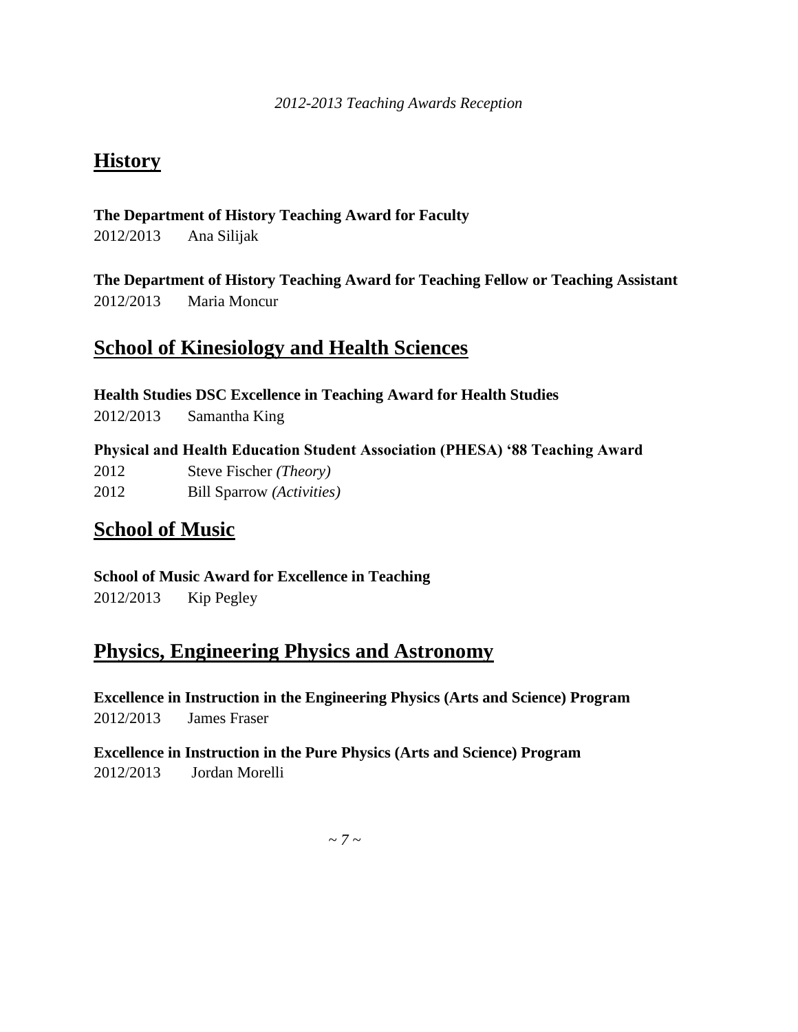## History

**The Department of History Teaching Award for Faculty**

2012/2013 Ana Silijak

**The Department of History Teaching Award for Teaching Fellow or Teaching Assistant**

2012/2013 Maria Moncur

## School of Kinesiology and Health Sciences

**Health Studies DSC Excellence in Teaching Award for Health Studies**

2012/2013 Samantha King

**Physical and Health Education Student Association (PHESA) '88 Teaching Award**

2012 Steve Fischer *(Theory)*

2012 Bill Sparrow *(Activities)*

## School of Music

**School of Music Award for Excellence in Teaching**

2012/2013 Kip Pegley

## Physics, Engineering Physics and Astronomy

**Excellence in Instruction in the Engineering Physics (Arts and Science) Program**

2012/2013 James Fraser

**Excellence in Instruction in the Pure Physics (Arts and Science) Program**

2012/2013 Jordan Morelli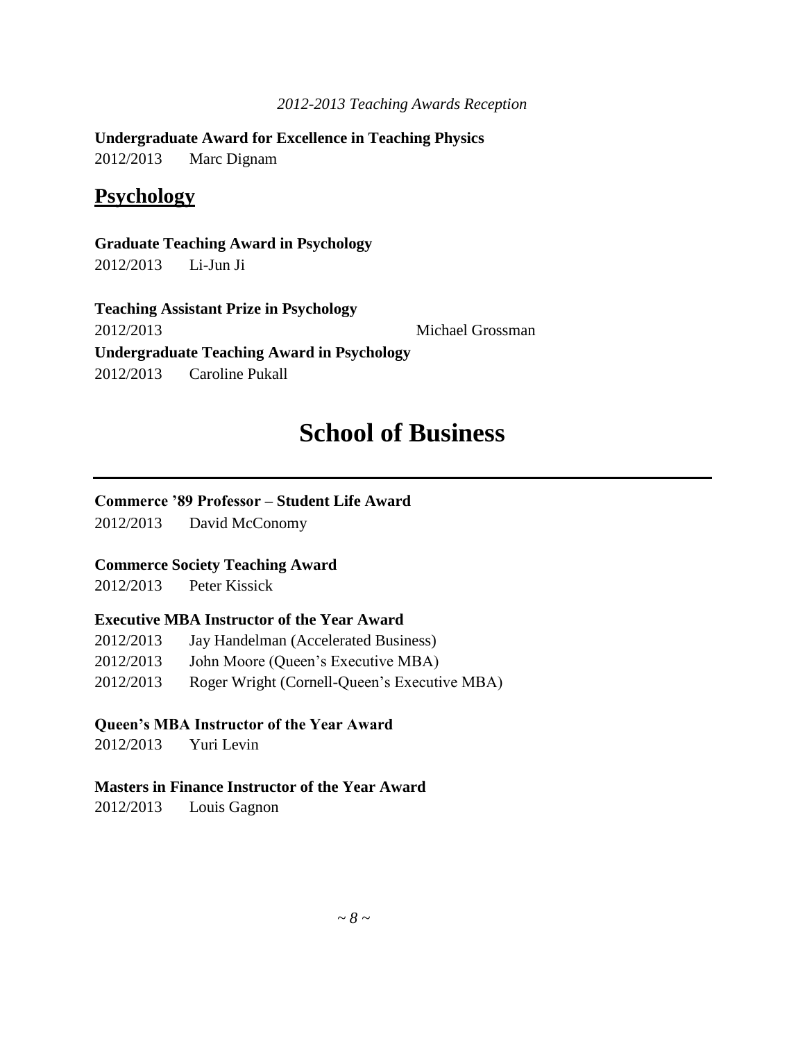**Undergraduate Award for Excellence in Teaching Physics**

2012/2013 Marc Dignam

## Psychology

**Graduate Teaching Award in Psychology**

2012/2013 Li-Jun Ji

**Teaching Assistant Prize in Psychology**

2012/2013 Michael Grossman

**Undergraduate Teaching Award in Psychology**

2012/2013 Caroline Pukall

# School of Business

**Commerce '89 Professor – Student Life Award**

2012/2013 David McConomy

**Commerce Society Teaching Award**

2012/2013 Peter Kissick

**Executive MBA Instructor of the Year Award**

2012/2013 Jay Handelman (Accelerated Business)

2012/2013 John Moore (Queen's Executive MBA)

2012/2013 Roger Wright (Cornell-Queen's Executive MBA)

**Queen's MBA Instructor of the Year Award**

2012/2013 Yuri Levin

**Masters in Finance Instructor of the Year Award**

2012/2013 Louis Gagnon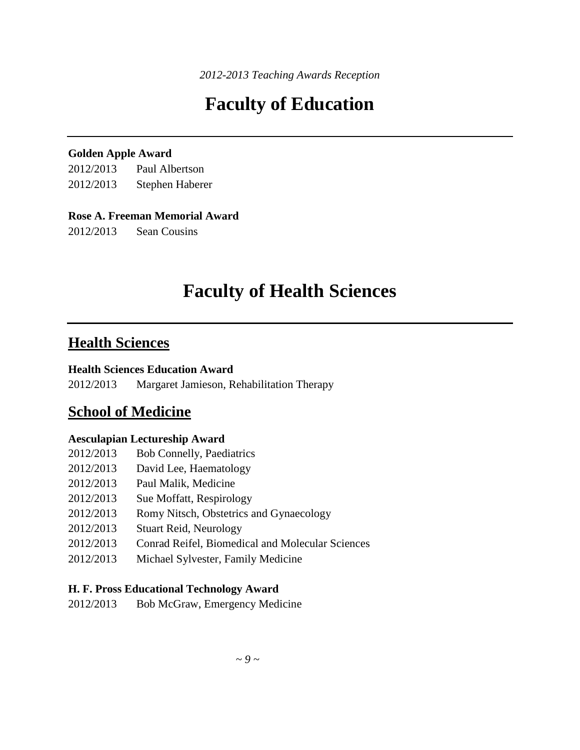# Faculty of Education

**Golden Apple Award**

2012/2013 Paul Albertson

2012/2013 Stephen Haberer

**Rose A. Freeman Memorial Award**

2012/2013 Sean Cousins

# Faculty of Health Sciences

## Health Sciences

**Health Sciences Education Award**

2012/2013 Margaret Jamieson, Rehabilitation Therapy

## School of Medicine

**Aesculapian Lectureship Award**

2012/2013 Bob Connelly, Paediatrics

2012/2013 David Lee, Haematology

2012/2013 Paul Malik, Medicine

2012/2013 Sue Moffatt, Respirology

2012/2013 Romy Nitsch, Obstetrics and Gynaecology

2012/2013 Stuart Reid, Neurology

2012/2013 Conrad Reifel, Biomedical and Molecular Sciences

2012/2013 Michael Sylvester, Family Medicine

**H. F. Pross Educational Technology Award**

2012/2013 Bob McGraw, Emergency Medicine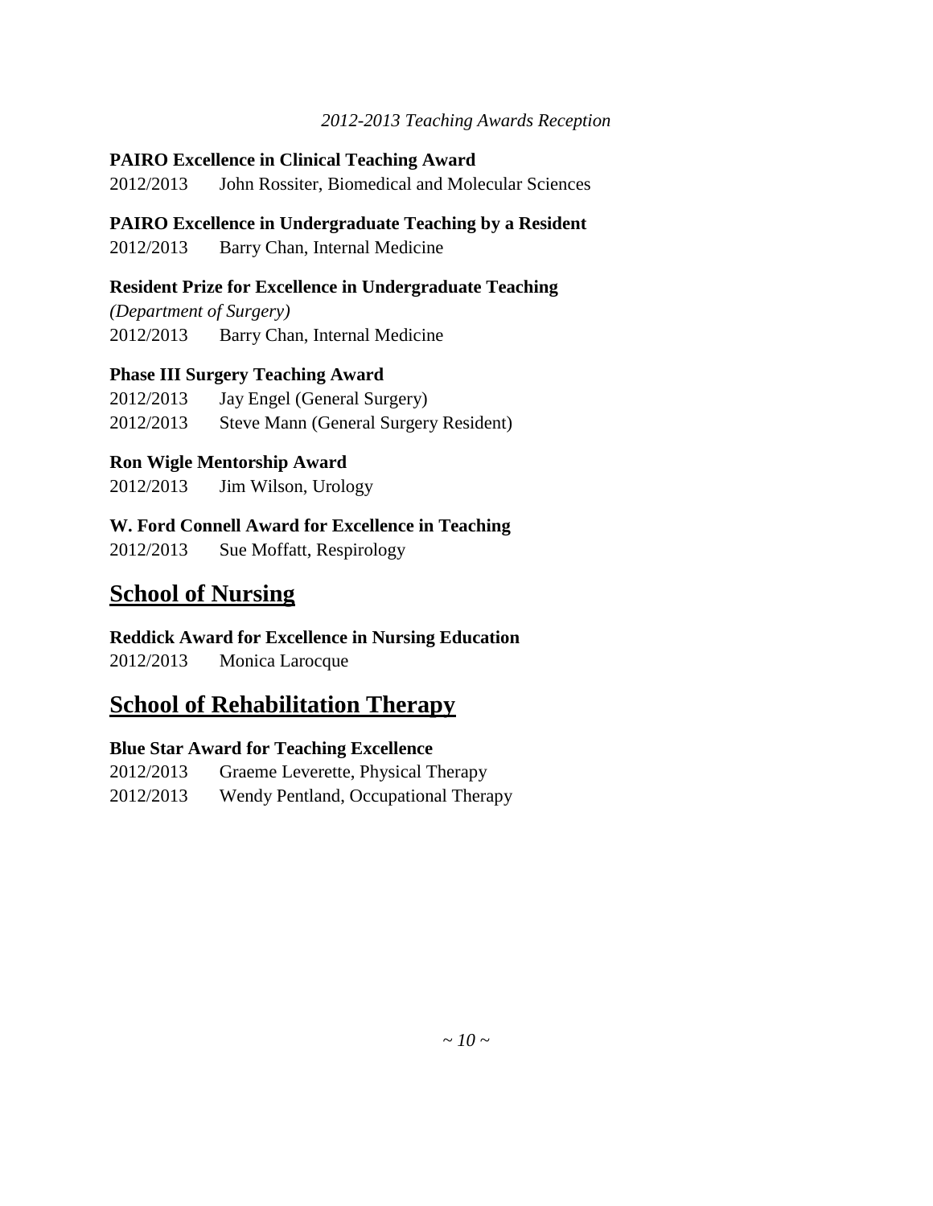**PAIRO Excellence in Clinical Teaching Award**

2012/2013 John Rossiter, Biomedical and Molecular Sciences

**PAIRO Excellence in Undergraduate Teaching by a Resident**

2012/2013 Barry Chan, Internal Medicine

**Resident Prize for Excellence in Undergraduate Teaching**

*(Department of Surgery)*

2012/2013 Barry Chan, Internal Medicine

**Phase III Surgery Teaching Award**

2012/2013 Jay Engel (General Surgery)

2012/2013 Steve Mann (General Surgery Resident)

**Ron Wigle Mentorship Award**

2012/2013 Jim Wilson, Urology

**W. Ford Connell Award for Excellence in Teaching**

2012/2013 Sue Moffatt, Respirology

## School of Nursing

**Reddick Award for Excellence in Nursing Education**

2012/2013 Monica Larocque

## School of Rehabilitation Therapy

**Blue Star Award for Teaching Excellence**

2012/2013 Graeme Leverette, Physical Therapy

2012/2013 Wendy Pentland, Occupational Therapy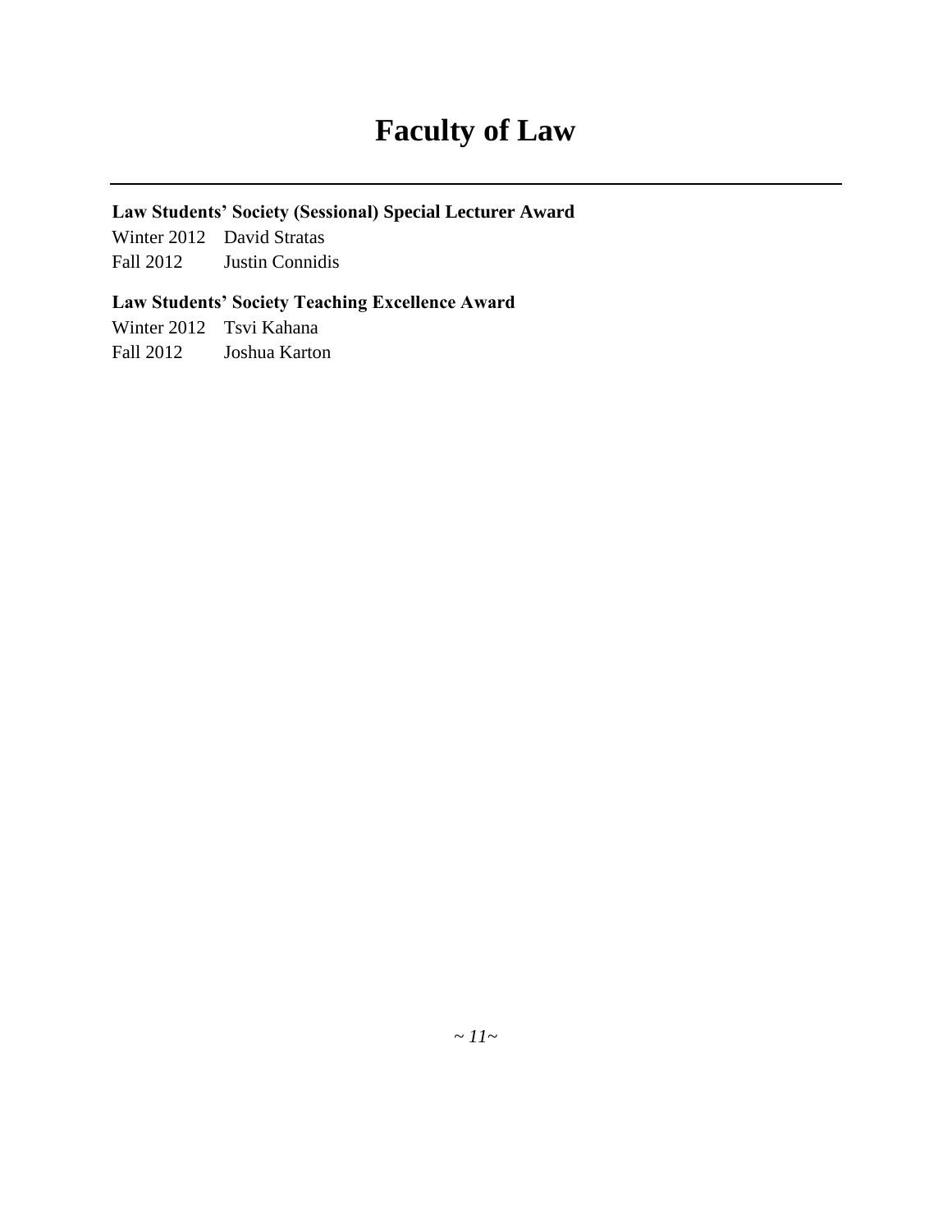# Faculty of Law

### Law Students' Society (Sessional) Special Lecturer Award

| | |
|---|---|
| Winter 2012 | David Stratas |
| Fall 2012 | Justin Connidis |

### Law Students' Society Teaching Excellence Award

| | |
|---|---|
| Winter 2012 | Tsvi Kahana |
| Fall 2012 | Joshua Karton |